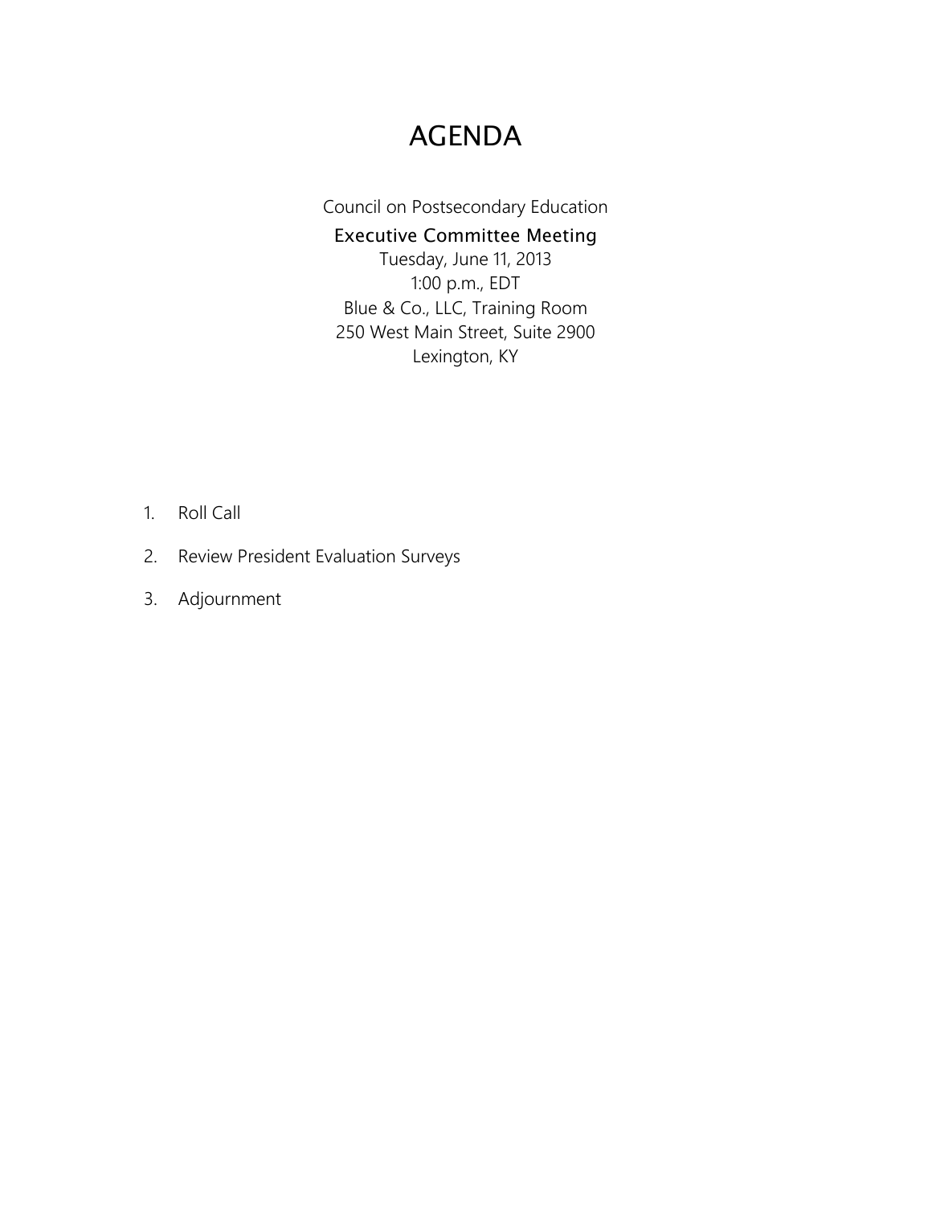# AGENDA

Council on Postsecondary Education

**Executive Committee Meeting**

Tuesday, June 11, 2013
1:00 p.m., EDT
Blue & Co., LLC, Training Room
250 West Main Street, Suite 2900
Lexington, KY

1. Roll Call
2. Review President Evaluation Surveys
3. Adjournment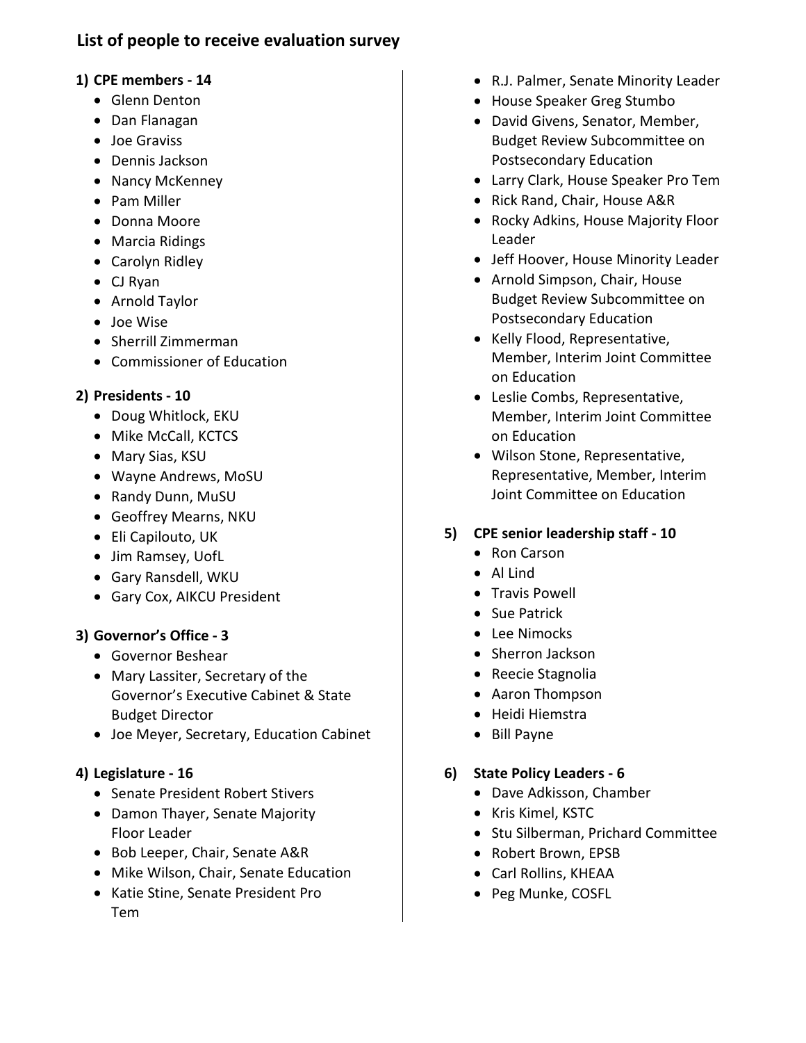## List of people to receive evaluation survey

1) **CPE members - 14**
   - Glenn Denton
   - Dan Flanagan
   - Joe Graviss
   - Dennis Jackson
   - Nancy McKenney
   - Pam Miller
   - Donna Moore
   - Marcia Ridings
   - Carolyn Ridley
   - CJ Ryan
   - Arnold Taylor
   - Joe Wise
   - Sherrill Zimmerman
   - Commissioner of Education

2) **Presidents - 10**
   - Doug Whitlock, EKU
   - Mike McCall, KCTCS
   - Mary Sias, KSU
   - Wayne Andrews, MoSU
   - Randy Dunn, MuSU
   - Geoffrey Mearns, NKU
   - Eli Capilouto, UK
   - Jim Ramsey, UofL
   - Gary Ransdell, WKU
   - Gary Cox, AIKCU President

3) **Governor's Office - 3**
   - Governor Beshear
   - Mary Lassiter, Secretary of the Governor's Executive Cabinet & State Budget Director
   - Joe Meyer, Secretary, Education Cabinet

4) **Legislature - 16**
   - Senate President Robert Stivers
   - Damon Thayer, Senate Majority Floor Leader
   - Bob Leeper, Chair, Senate A&R
   - Mike Wilson, Chair, Senate Education
   - Katie Stine, Senate President Pro Tem
   - R.J. Palmer, Senate Minority Leader
   - House Speaker Greg Stumbo
   - David Givens, Senator, Member, Budget Review Subcommittee on Postsecondary Education
   - Larry Clark, House Speaker Pro Tem
   - Rick Rand, Chair, House A&R
   - Rocky Adkins, House Majority Floor Leader
   - Jeff Hoover, House Minority Leader
   - Arnold Simpson, Chair, House Budget Review Subcommittee on Postsecondary Education
   - Kelly Flood, Representative, Member, Interim Joint Committee on Education
   - Leslie Combs, Representative, Member, Interim Joint Committee on Education
   - Wilson Stone, Representative, Representative, Member, Interim Joint Committee on Education

5) **CPE senior leadership staff - 10**
   - Ron Carson
   - Al Lind
   - Travis Powell
   - Sue Patrick
   - Lee Nimocks
   - Sherron Jackson
   - Reecie Stagnolia
   - Aaron Thompson
   - Heidi Hiemstra
   - Bill Payne

6) **State Policy Leaders - 6**
   - Dave Adkisson, Chamber
   - Kris Kimel, KSTC
   - Stu Silberman, Prichard Committee
   - Robert Brown, EPSB
   - Carl Rollins, KHEAA
   - Peg Munke, COSFL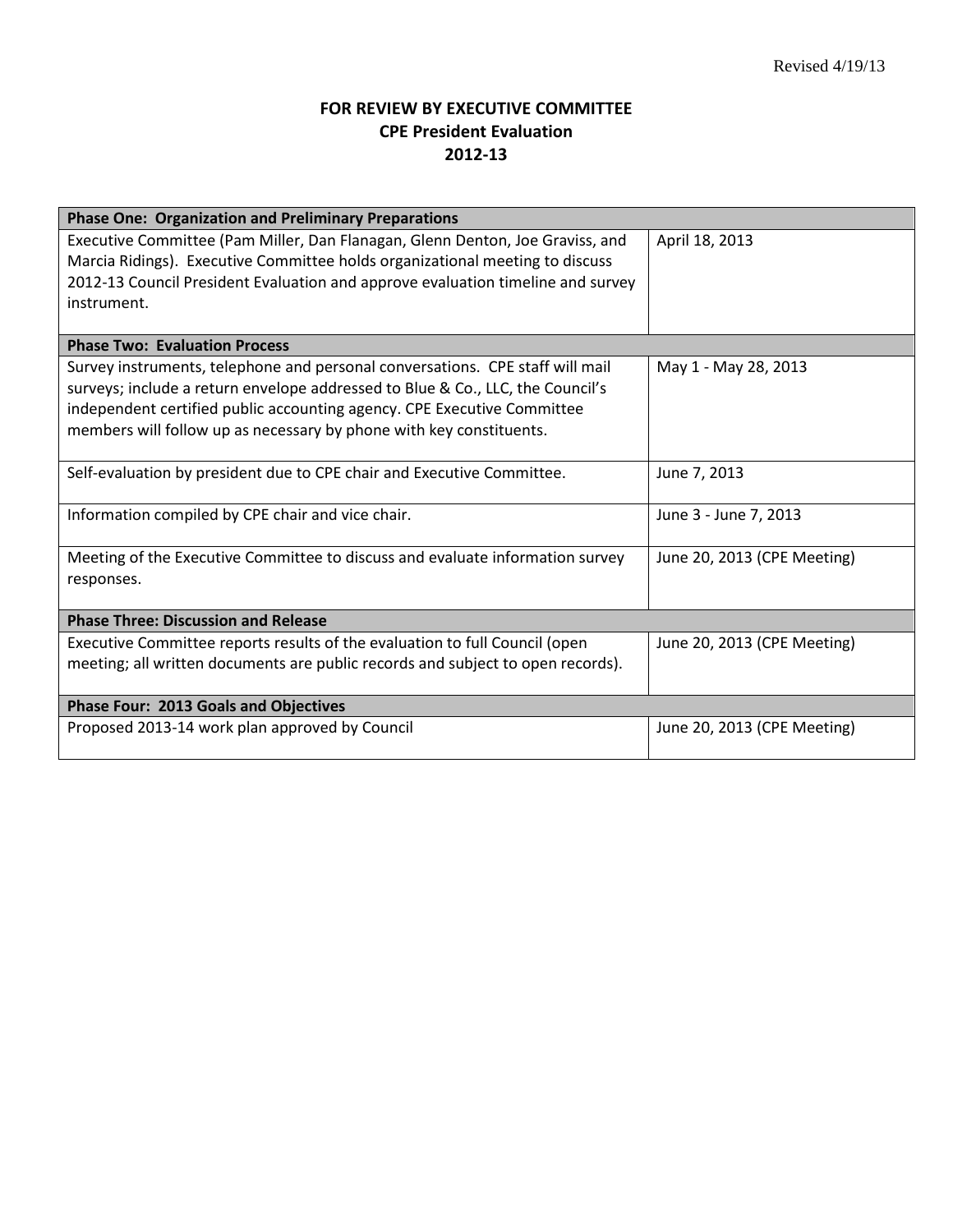Revised 4/19/13

**FOR REVIEW BY EXECUTIVE COMMITTEE**
**CPE President Evaluation**
**2012-13**

| **Phase One: Organization and Preliminary Preparations** | |
|---|---|
| Executive Committee (Pam Miller, Dan Flanagan, Glenn Denton, Joe Graviss, and Marcia Ridings). Executive Committee holds organizational meeting to discuss 2012-13 Council President Evaluation and approve evaluation timeline and survey instrument. | April 18, 2013 |
| **Phase Two: Evaluation Process** | |
| Survey instruments, telephone and personal conversations. CPE staff will mail surveys; include a return envelope addressed to Blue & Co., LLC, the Council's independent certified public accounting agency. CPE Executive Committee members will follow up as necessary by phone with key constituents. | May 1 - May 28, 2013 |
| Self-evaluation by president due to CPE chair and Executive Committee. | June 7, 2013 |
| Information compiled by CPE chair and vice chair. | June 3 - June 7, 2013 |
| Meeting of the Executive Committee to discuss and evaluate information survey responses. | June 20, 2013 (CPE Meeting) |
| **Phase Three: Discussion and Release** | |
| Executive Committee reports results of the evaluation to full Council (open meeting; all written documents are public records and subject to open records). | June 20, 2013 (CPE Meeting) |
| **Phase Four: 2013 Goals and Objectives** | |
| Proposed 2013-14 work plan approved by Council | June 20, 2013 (CPE Meeting) |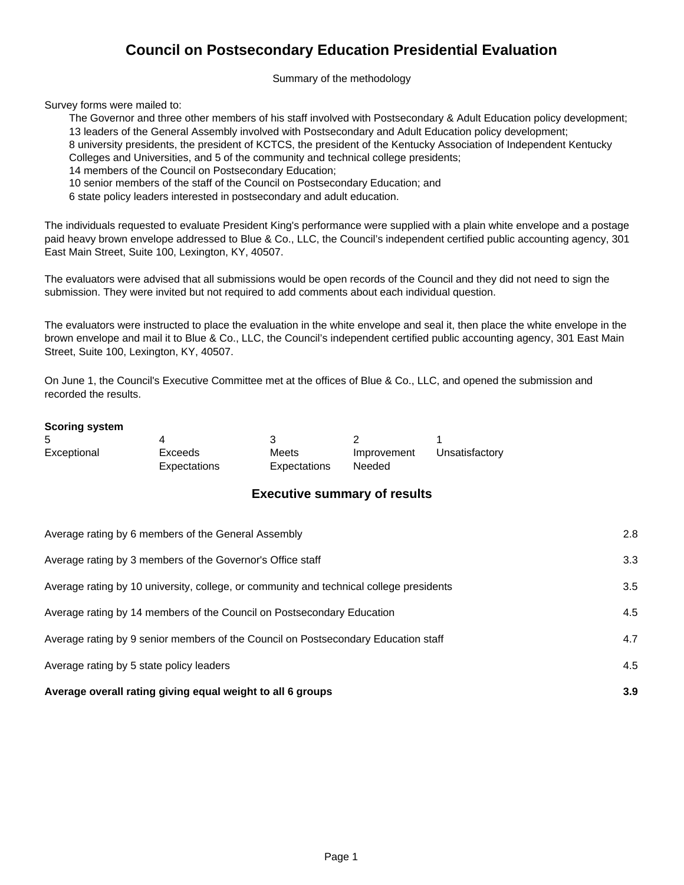# Council on Postsecondary Education Presidential Evaluation

Summary of the methodology

Survey forms were mailed to:

- The Governor and three other members of his staff involved with Postsecondary & Adult Education policy development;
- 13 leaders of the General Assembly involved with Postsecondary and Adult Education policy development;
- 8 university presidents, the president of KCTCS, the president of the Kentucky Association of Independent Kentucky Colleges and Universities, and 5 of the community and technical college presidents;
- 14 members of the Council on Postsecondary Education;
- 10 senior members of the staff of the Council on Postsecondary Education; and
- 6 state policy leaders interested in postsecondary and adult education.

The individuals requested to evaluate President King's performance were supplied with a plain white envelope and a postage paid heavy brown envelope addressed to Blue & Co., LLC, the Council's independent certified public accounting agency, 301 East Main Street, Suite 100, Lexington, KY, 40507.

The evaluators were advised that all submissions would be open records of the Council and they did not need to sign the submission. They were invited but not required to add comments about each individual question.

The evaluators were instructed to place the evaluation in the white envelope and seal it, then place the white envelope in the brown envelope and mail it to Blue & Co., LLC, the Council's independent certified public accounting agency, 301 East Main Street, Suite 100, Lexington, KY, 40507.

On June 1, the Council's Executive Committee met at the offices of Blue & Co., LLC, and opened the submission and recorded the results.

**Scoring system**

| 5 | 4 | 3 | 2 | 1 |
|---|---|---|---|---|
| Exceptional | Exceeds Expectations | Meets Expectations | Improvement Needed | Unsatisfactory |

## Executive summary of results

| | |
|---|---|
| Average rating by 6 members of the General Assembly | 2.8 |
| Average rating by 3 members of the Governor's Office staff | 3.3 |
| Average rating by 10 university, college, or community and technical college presidents | 3.5 |
| Average rating by 14 members of the Council on Postsecondary Education | 4.5 |
| Average rating by 9 senior members of the Council on Postsecondary Education staff | 4.7 |
| Average rating by 5 state policy leaders | 4.5 |
| **Average overall rating giving equal weight to all 6 groups** | **3.9** |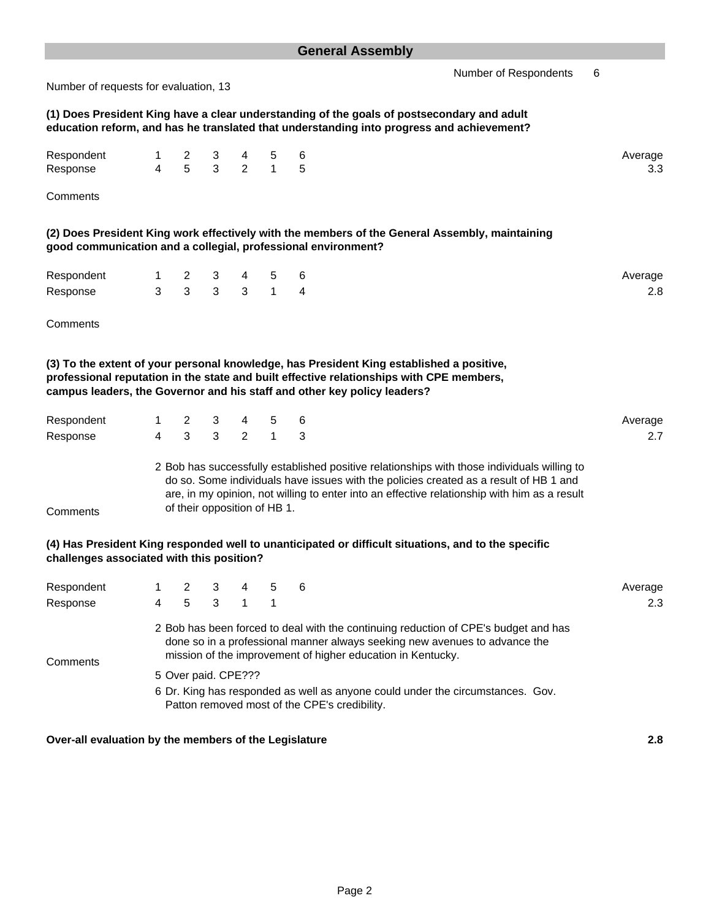## General Assembly

Number of Respondents 6

Number of requests for evaluation, 13

**(1) Does President King have a clear understanding of the goals of postsecondary and adult education reform, and has he translated that understanding into progress and achievement?**

| Respondent | 1 | 2 | 3 | 4 | 5 | 6 | Average |
|---|---|---|---|---|---|---|---|
| Response | 4 | 5 | 3 | 2 | 1 | 5 | 3.3 |

Comments

**(2) Does President King work effectively with the members of the General Assembly, maintaining good communication and a collegial, professional environment?**

| Respondent | 1 | 2 | 3 | 4 | 5 | 6 | Average |
|---|---|---|---|---|---|---|---|
| Response | 3 | 3 | 3 | 3 | 1 | 4 | 2.8 |

Comments

**(3) To the extent of your personal knowledge, has President King established a positive, professional reputation in the state and built effective relationships with CPE members, campus leaders, the Governor and his staff and other key policy leaders?**

| Respondent | 1 | 2 | 3 | 4 | 5 | 6 | Average |
|---|---|---|---|---|---|---|---|
| Response | 4 | 3 | 3 | 2 | 1 | 3 | 2.7 |

Comments

2 Bob has successfully established positive relationships with those individuals willing to do so. Some individuals have issues with the policies created as a result of HB 1 and are, in my opinion, not willing to enter into an effective relationship with him as a result of their opposition of HB 1.

**(4) Has President King responded well to unanticipated or difficult situations, and to the specific challenges associated with this position?**

| Respondent | 1 | 2 | 3 | 4 | 5 | 6 | Average |
|---|---|---|---|---|---|---|---|
| Response | 4 | 5 | 3 | 1 | 1 | | 2.3 |

Comments

2 Bob has been forced to deal with the continuing reduction of CPE's budget and has done so in a professional manner always seeking new avenues to advance the mission of the improvement of higher education in Kentucky.

5 Over paid. CPE???

6 Dr. King has responded as well as anyone could under the circumstances. Gov. Patton removed most of the CPE's credibility.

**Over-all evaluation by the members of the Legislature** **2.8**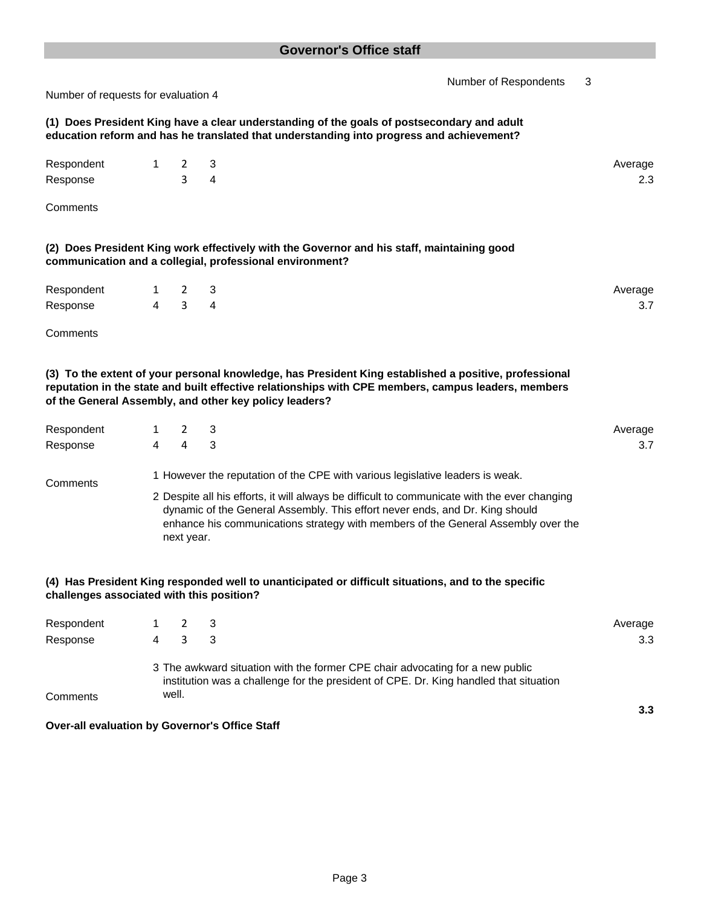## Governor's Office staff

Number of Respondents 3

Number of requests for evaluation 4

**(1) Does President King have a clear understanding of the goals of postsecondary and adult education reform and has he translated that understanding into progress and achievement?**

| Respondent | 1 | 2 | 3 | Average |
|---|---|---|---|---|
| Response | | 3 | 4 | 2.3 |

Comments

**(2) Does President King work effectively with the Governor and his staff, maintaining good communication and a collegial, professional environment?**

| Respondent | 1 | 2 | 3 | Average |
|---|---|---|---|---|
| Response | 4 | 3 | 4 | 3.7 |

Comments

**(3) To the extent of your personal knowledge, has President King established a positive, professional reputation in the state and built effective relationships with CPE members, campus leaders, members of the General Assembly, and other key policy leaders?**

| Respondent | 1 | 2 | 3 | Average |
|---|---|---|---|---|
| Response | 4 | 4 | 3 | 3.7 |

Comments

1 However the reputation of the CPE with various legislative leaders is weak.

2 Despite all his efforts, it will always be difficult to communicate with the ever changing dynamic of the General Assembly. This effort never ends, and Dr. King should enhance his communications strategy with members of the General Assembly over the next year.

**(4) Has President King responded well to unanticipated or difficult situations, and to the specific challenges associated with this position?**

| Respondent | 1 | 2 | 3 | Average |
|---|---|---|---|---|
| Response | 4 | 3 | 3 | 3.3 |

Comments

3 The awkward situation with the former CPE chair advocating for a new public institution was a challenge for the president of CPE. Dr. King handled that situation well.

**Over-all evaluation by Governor's Office Staff** **3.3**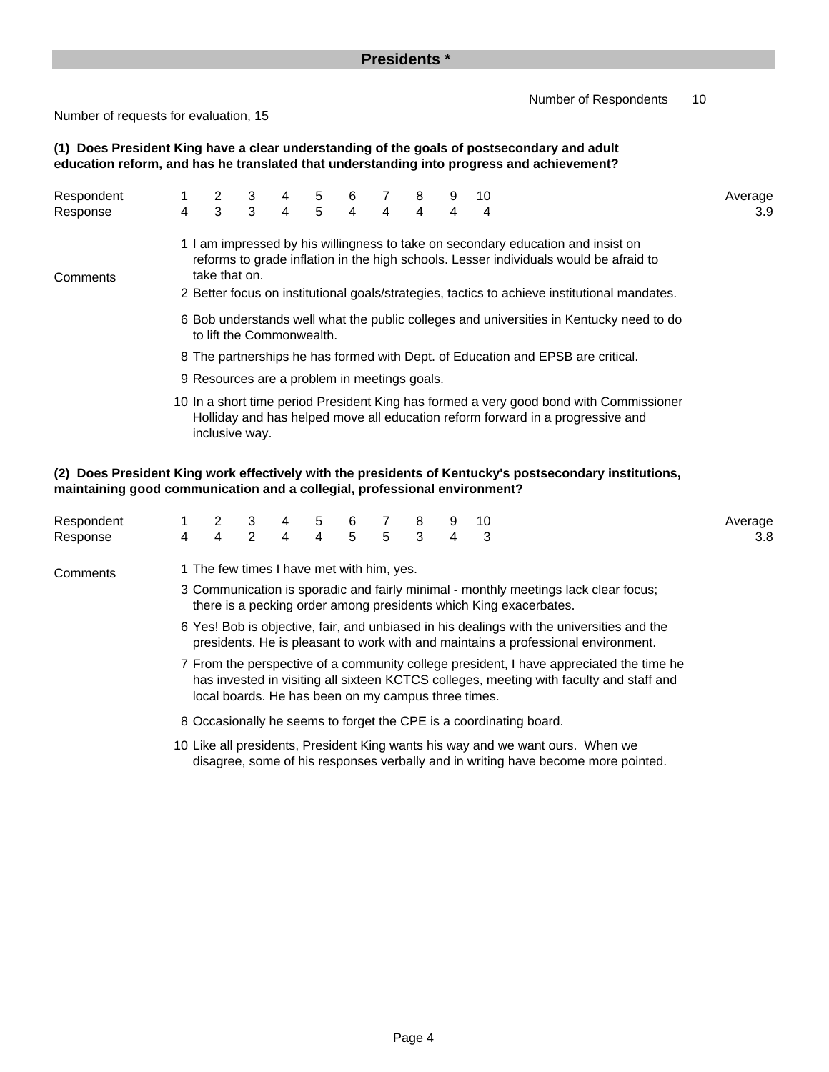## Presidents *

Number of Respondents 10

Number of requests for evaluation, 15

**(1) Does President King have a clear understanding of the goals of postsecondary and adult education reform, and has he translated that understanding into progress and achievement?**

| Respondent | 1 | 2 | 3 | 4 | 5 | 6 | 7 | 8 | 9 | 10 | Average |
|---|---|---|---|---|---|---|---|---|---|---|---|
| Response | 4 | 3 | 3 | 4 | 5 | 4 | 4 | 4 | 4 | 4 | 3.9 |

Comments

1 I am impressed by his willingness to take on secondary education and insist on reforms to grade inflation in the high schools. Lesser individuals would be afraid to take that on.

2 Better focus on institutional goals/strategies, tactics to achieve institutional mandates.

6 Bob understands well what the public colleges and universities in Kentucky need to do to lift the Commonwealth.

8 The partnerships he has formed with Dept. of Education and EPSB are critical.

9 Resources are a problem in meetings goals.

10 In a short time period President King has formed a very good bond with Commissioner Holliday and has helped move all education reform forward in a progressive and inclusive way.

**(2) Does President King work effectively with the presidents of Kentucky's postsecondary institutions, maintaining good communication and a collegial, professional environment?**

| Respondent | 1 | 2 | 3 | 4 | 5 | 6 | 7 | 8 | 9 | 10 | Average |
|---|---|---|---|---|---|---|---|---|---|---|---|
| Response | 4 | 4 | 2 | 4 | 4 | 5 | 5 | 3 | 4 | 3 | 3.8 |

Comments

1 The few times I have met with him, yes.

3 Communication is sporadic and fairly minimal - monthly meetings lack clear focus; there is a pecking order among presidents which King exacerbates.

6 Yes! Bob is objective, fair, and unbiased in his dealings with the universities and the presidents. He is pleasant to work with and maintains a professional environment.

7 From the perspective of a community college president, I have appreciated the time he has invested in visiting all sixteen KCTCS colleges, meeting with faculty and staff and local boards. He has been on my campus three times.

8 Occasionally he seems to forget the CPE is a coordinating board.

10 Like all presidents, President King wants his way and we want ours. When we disagree, some of his responses verbally and in writing have become more pointed.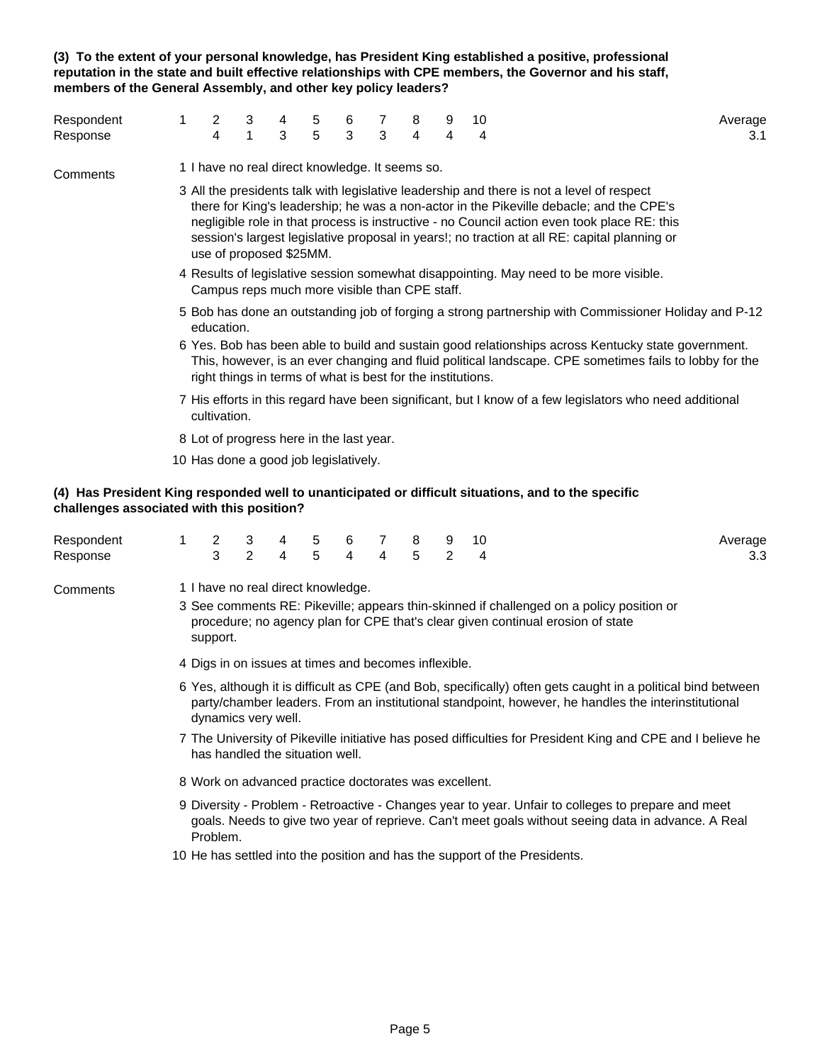**(3) To the extent of your personal knowledge, has President King established a positive, professional reputation in the state and built effective relationships with CPE members, the Governor and his staff, members of the General Assembly, and other key policy leaders?**

| Respondent | 1 | 2 | 3 | 4 | 5 | 6 | 7 | 8 | 9 | 10 | Average |
|---|---|---|---|---|---|---|---|---|---|---|---|
| Response | | 4 | 1 | 3 | 5 | 3 | 3 | 4 | 4 | 4 | 3.1 |

Comments

1 I have no real direct knowledge. It seems so.

3 All the presidents talk with legislative leadership and there is not a level of respect there for King's leadership; he was a non-actor in the Pikeville debacle; and the CPE's negligible role in that process is instructive - no Council action even took place RE: this session's largest legislative proposal in years!; no traction at all RE: capital planning or use of proposed $25MM.

4 Results of legislative session somewhat disappointing. May need to be more visible. Campus reps much more visible than CPE staff.

5 Bob has done an outstanding job of forging a strong partnership with Commissioner Holiday and P-12 education.

6 Yes. Bob has been able to build and sustain good relationships across Kentucky state government. This, however, is an ever changing and fluid political landscape. CPE sometimes fails to lobby for the right things in terms of what is best for the institutions.

7 His efforts in this regard have been significant, but I know of a few legislators who need additional cultivation.

8 Lot of progress here in the last year.

10 Has done a good job legislatively.

**(4) Has President King responded well to unanticipated or difficult situations, and to the specific challenges associated with this position?**

| Respondent | 1 | 2 | 3 | 4 | 5 | 6 | 7 | 8 | 9 | 10 | Average |
|---|---|---|---|---|---|---|---|---|---|---|---|
| Response | | 3 | 2 | 4 | 5 | 4 | 4 | 5 | 2 | 4 | 3.3 |

Comments

1 I have no real direct knowledge.

3 See comments RE: Pikeville; appears thin-skinned if challenged on a policy position or procedure; no agency plan for CPE that's clear given continual erosion of state support.

4 Digs in on issues at times and becomes inflexible.

6 Yes, although it is difficult as CPE (and Bob, specifically) often gets caught in a political bind between party/chamber leaders. From an institutional standpoint, however, he handles the interinstitutional dynamics very well.

7 The University of Pikeville initiative has posed difficulties for President King and CPE and I believe he has handled the situation well.

8 Work on advanced practice doctorates was excellent.

9 Diversity - Problem - Retroactive - Changes year to year. Unfair to colleges to prepare and meet goals. Needs to give two year of reprieve. Can't meet goals without seeing data in advance. A Real Problem.

10 He has settled into the position and has the support of the Presidents.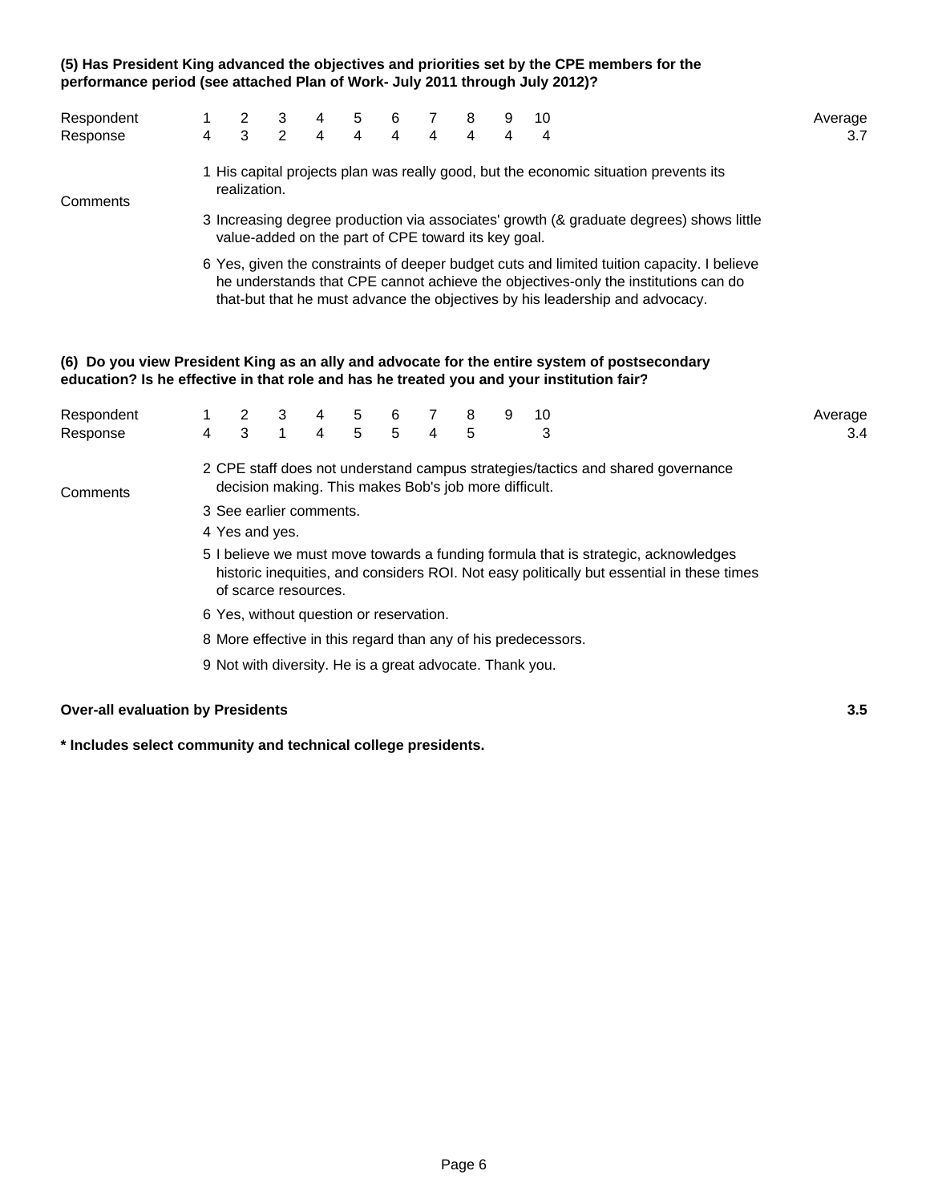**(5) Has President King advanced the objectives and priorities set by the CPE members for the performance period (see attached Plan of Work- July 2011 through July 2012)?**

| Respondent | 1 | 2 | 3 | 4 | 5 | 6 | 7 | 8 | 9 | 10 | Average |
|---|---|---|---|---|---|---|---|---|---|---|---|
| Response | 4 | 3 | 2 | 4 | 4 | 4 | 4 | 4 | 4 | 4 | 3.7 |

Comments

1 His capital projects plan was really good, but the economic situation prevents its realization.

3 Increasing degree production via associates' growth (& graduate degrees) shows little value-added on the part of CPE toward its key goal.

6 Yes, given the constraints of deeper budget cuts and limited tuition capacity. I believe he understands that CPE cannot achieve the objectives-only the institutions can do that-but that he must advance the objectives by his leadership and advocacy.

**(6) Do you view President King as an ally and advocate for the entire system of postsecondary education? Is he effective in that role and has he treated you and your institution fair?**

| Respondent | 1 | 2 | 3 | 4 | 5 | 6 | 7 | 8 | 9 | 10 | Average |
|---|---|---|---|---|---|---|---|---|---|---|---|
| Response | 4 | 3 | 1 | 4 | 5 | 5 | 4 | 5 | | 3 | 3.4 |

Comments

2 CPE staff does not understand campus strategies/tactics and shared governance decision making. This makes Bob's job more difficult.

3 See earlier comments.

4 Yes and yes.

5 I believe we must move towards a funding formula that is strategic, acknowledges historic inequities, and considers ROI. Not easy politically but essential in these times of scarce resources.

6 Yes, without question or reservation.

8 More effective in this regard than any of his predecessors.

9 Not with diversity. He is a great advocate. Thank you.

**Over-all evaluation by Presidents** **3.5**

**\* Includes select community and technical college presidents.**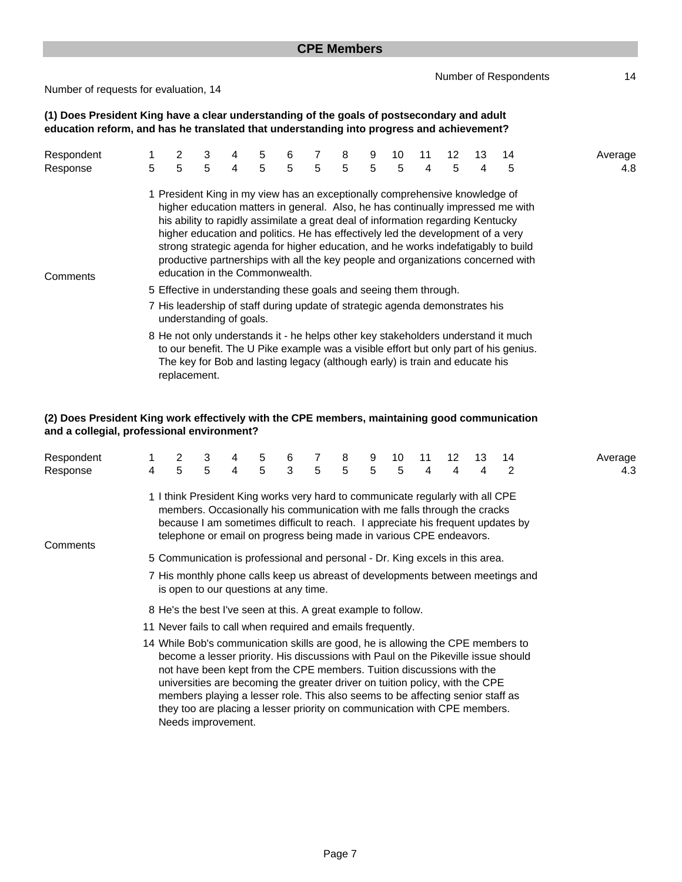## CPE Members

Number of Respondents 14

Number of requests for evaluation, 14

**(1) Does President King have a clear understanding of the goals of postsecondary and adult education reform, and has he translated that understanding into progress and achievement?**

| Respondent | 1 | 2 | 3 | 4 | 5 | 6 | 7 | 8 | 9 | 10 | 11 | 12 | 13 | 14 | Average |
|---|---|---|---|---|---|---|---|---|---|---|---|---|---|---|---|
| Response | 5 | 5 | 5 | 4 | 5 | 5 | 5 | 5 | 5 | 5 | 4 | 5 | 4 | 5 | 4.8 |

Comments

1 President King in my view has an exceptionally comprehensive knowledge of higher education matters in general. Also, he has continually impressed me with his ability to rapidly assimilate a great deal of information regarding Kentucky higher education and politics. He has effectively led the development of a very strong strategic agenda for higher education, and he works indefatigably to build productive partnerships with all the key people and organizations concerned with education in the Commonwealth.

5 Effective in understanding these goals and seeing them through.

7 His leadership of staff during update of strategic agenda demonstrates his understanding of goals.

8 He not only understands it - he helps other key stakeholders understand it much to our benefit. The U Pike example was a visible effort but only part of his genius. The key for Bob and lasting legacy (although early) is train and educate his replacement.

**(2) Does President King work effectively with the CPE members, maintaining good communication and a collegial, professional environment?**

| Respondent | 1 | 2 | 3 | 4 | 5 | 6 | 7 | 8 | 9 | 10 | 11 | 12 | 13 | 14 | Average |
|---|---|---|---|---|---|---|---|---|---|---|---|---|---|---|---|
| Response | 4 | 5 | 5 | 4 | 5 | 3 | 5 | 5 | 5 | 5 | 4 | 4 | 4 | 2 | 4.3 |

Comments

1 I think President King works very hard to communicate regularly with all CPE members. Occasionally his communication with me falls through the cracks because I am sometimes difficult to reach. I appreciate his frequent updates by telephone or email on progress being made in various CPE endeavors.

5 Communication is professional and personal - Dr. King excels in this area.

7 His monthly phone calls keep us abreast of developments between meetings and is open to our questions at any time.

8 He's the best I've seen at this. A great example to follow.

11 Never fails to call when required and emails frequently.

14 While Bob's communication skills are good, he is allowing the CPE members to become a lesser priority. His discussions with Paul on the Pikeville issue should not have been kept from the CPE members. Tuition discussions with the universities are becoming the greater driver on tuition policy, with the CPE members playing a lesser role. This also seems to be affecting senior staff as they too are placing a lesser priority on communication with CPE members. Needs improvement.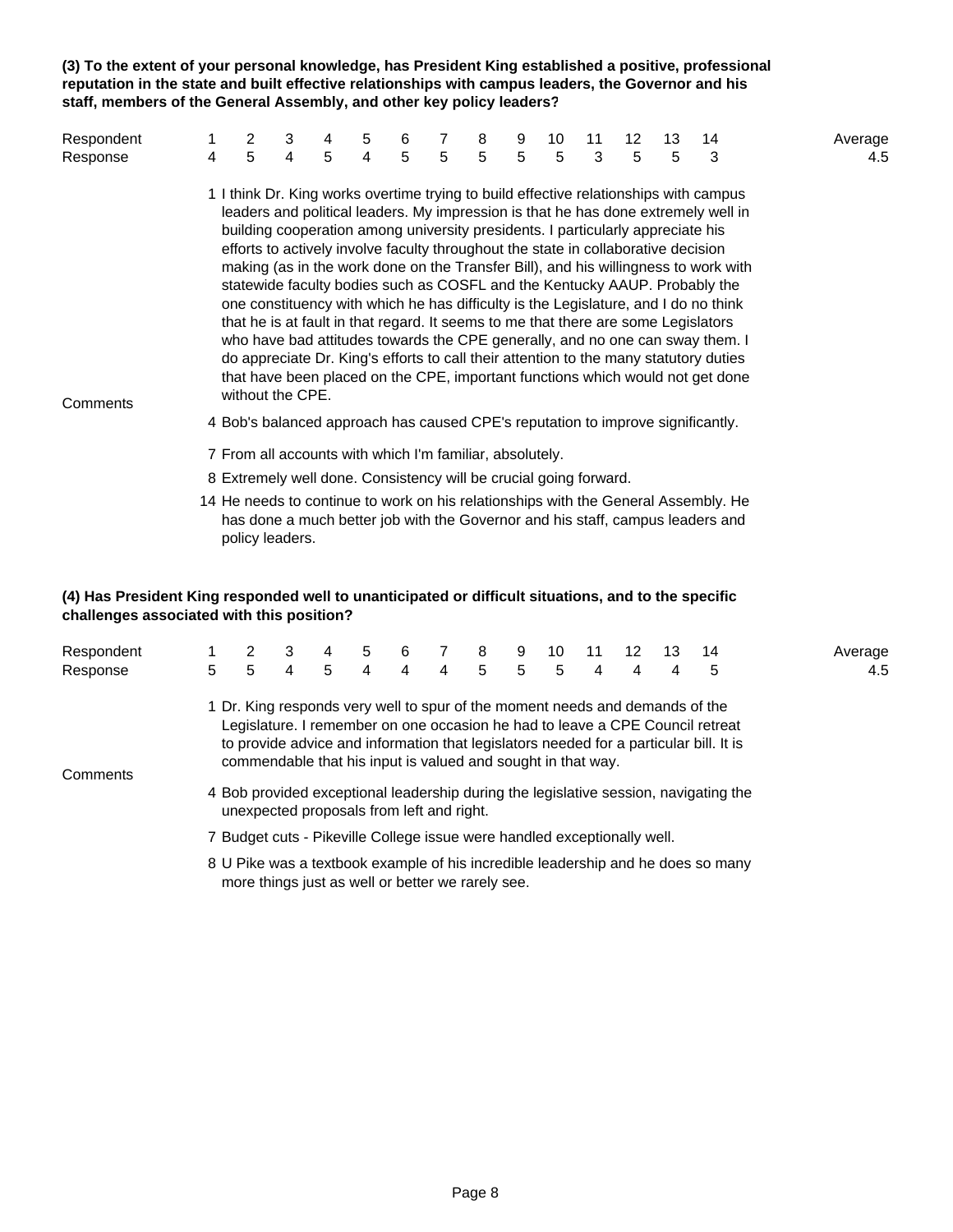**(3) To the extent of your personal knowledge, has President King established a positive, professional reputation in the state and built effective relationships with campus leaders, the Governor and his staff, members of the General Assembly, and other key policy leaders?**

| Respondent | 1 | 2 | 3 | 4 | 5 | 6 | 7 | 8 | 9 | 10 | 11 | 12 | 13 | 14 | Average |
|---|---|---|---|---|---|---|---|---|---|---|---|---|---|---|---|
| Response | 4 | 5 | 4 | 5 | 4 | 5 | 5 | 5 | 5 | 5 | 3 | 5 | 5 | 3 | 4.5 |

Comments

1 I think Dr. King works overtime trying to build effective relationships with campus leaders and political leaders. My impression is that he has done extremely well in building cooperation among university presidents. I particularly appreciate his efforts to actively involve faculty throughout the state in collaborative decision making (as in the work done on the Transfer Bill), and his willingness to work with statewide faculty bodies such as COSFL and the Kentucky AAUP. Probably the one constituency with which he has difficulty is the Legislature, and I do no think that he is at fault in that regard. It seems to me that there are some Legislators who have bad attitudes towards the CPE generally, and no one can sway them. I do appreciate Dr. King's efforts to call their attention to the many statutory duties that have been placed on the CPE, important functions which would not get done without the CPE.

4 Bob's balanced approach has caused CPE's reputation to improve significantly.

7 From all accounts with which I'm familiar, absolutely.

8 Extremely well done. Consistency will be crucial going forward.

14 He needs to continue to work on his relationships with the General Assembly. He has done a much better job with the Governor and his staff, campus leaders and policy leaders.

**(4) Has President King responded well to unanticipated or difficult situations, and to the specific challenges associated with this position?**

| Respondent | 1 | 2 | 3 | 4 | 5 | 6 | 7 | 8 | 9 | 10 | 11 | 12 | 13 | 14 | Average |
|---|---|---|---|---|---|---|---|---|---|---|---|---|---|---|---|
| Response | 5 | 5 | 4 | 5 | 4 | 4 | 4 | 5 | 5 | 5 | 4 | 4 | 4 | 5 | 4.5 |

Comments

1 Dr. King responds very well to spur of the moment needs and demands of the Legislature. I remember on one occasion he had to leave a CPE Council retreat to provide advice and information that legislators needed for a particular bill. It is commendable that his input is valued and sought in that way.

4 Bob provided exceptional leadership during the legislative session, navigating the unexpected proposals from left and right.

7 Budget cuts - Pikeville College issue were handled exceptionally well.

8 U Pike was a textbook example of his incredible leadership and he does so many more things just as well or better we rarely see.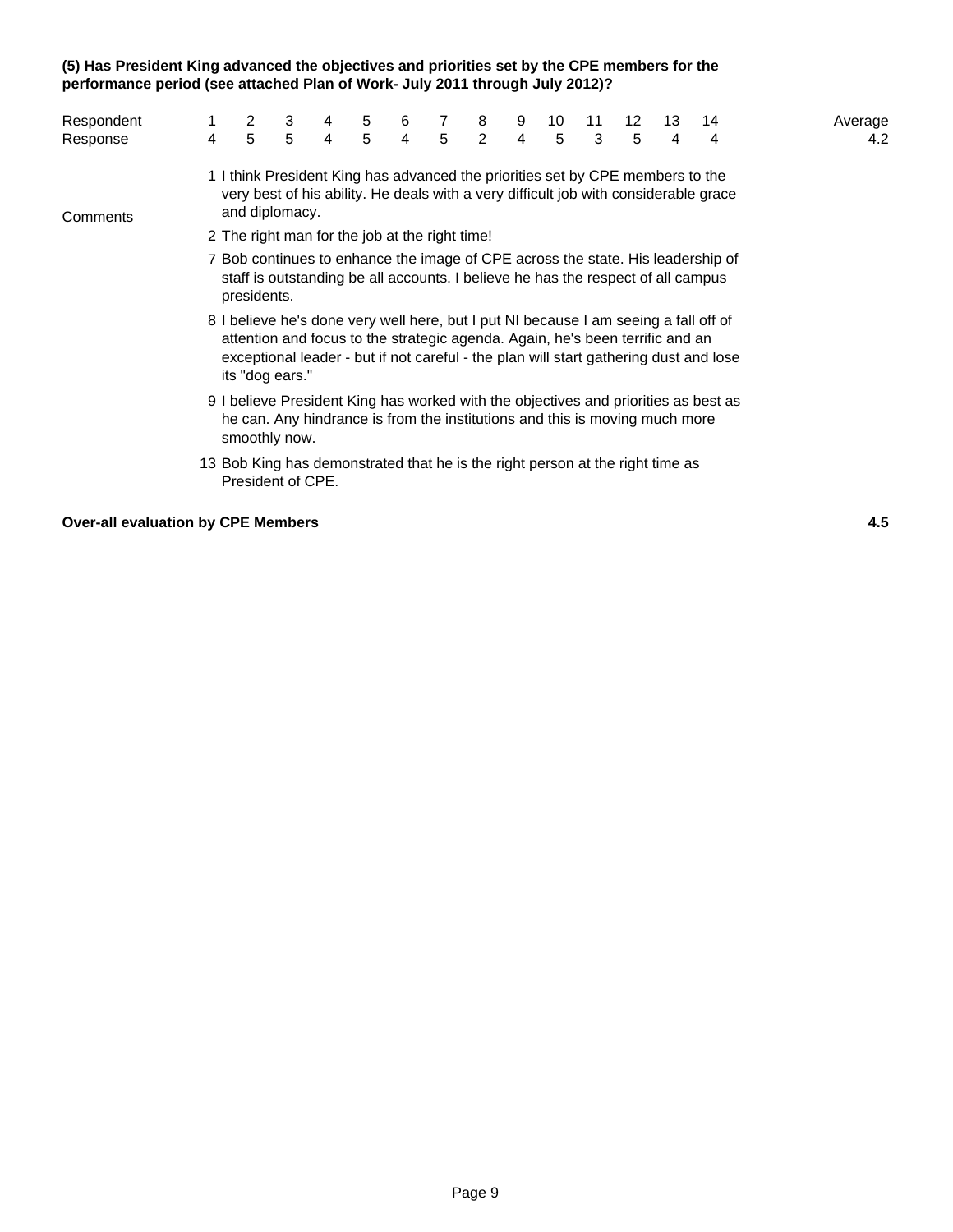**(5) Has President King advanced the objectives and priorities set by the CPE members for the performance period (see attached Plan of Work- July 2011 through July 2012)?**

| Respondent | 1 | 2 | 3 | 4 | 5 | 6 | 7 | 8 | 9 | 10 | 11 | 12 | 13 | 14 | Average |
|---|---|---|---|---|---|---|---|---|---|---|---|---|---|---|---|
| Response | 4 | 5 | 5 | 4 | 5 | 4 | 5 | 2 | 4 | 5 | 3 | 5 | 4 | 4 | 4.2 |

Comments

1 I think President King has advanced the priorities set by CPE members to the very best of his ability. He deals with a very difficult job with considerable grace and diplomacy.

2 The right man for the job at the right time!

7 Bob continues to enhance the image of CPE across the state. His leadership of staff is outstanding be all accounts. I believe he has the respect of all campus presidents.

8 I believe he's done very well here, but I put NI because I am seeing a fall off of attention and focus to the strategic agenda. Again, he's been terrific and an exceptional leader - but if not careful - the plan will start gathering dust and lose its "dog ears."

9 I believe President King has worked with the objectives and priorities as best as he can. Any hindrance is from the institutions and this is moving much more smoothly now.

13 Bob King has demonstrated that he is the right person at the right time as President of CPE.

**Over-all evaluation by CPE Members** **4.5**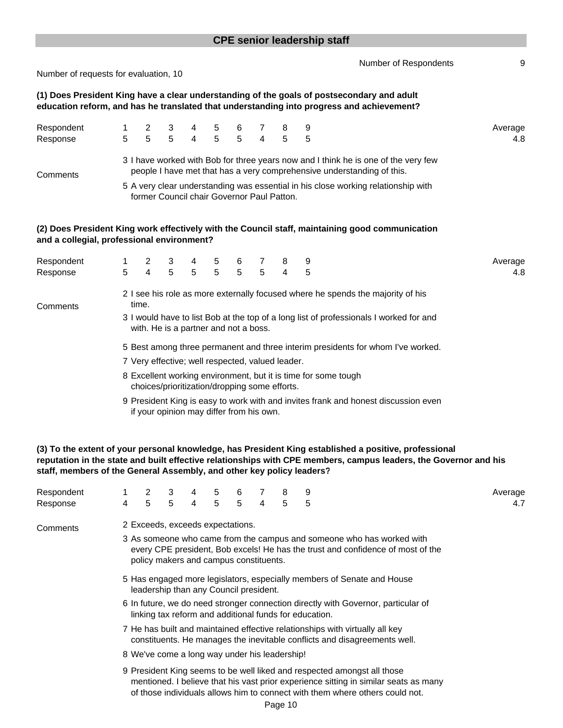## CPE senior leadership staff

Number of Respondents 9

Number of requests for evaluation, 10

**(1) Does President King have a clear understanding of the goals of postsecondary and adult education reform, and has he translated that understanding into progress and achievement?**

| Respondent | 1 | 2 | 3 | 4 | 5 | 6 | 7 | 8 | 9 | Average |
|---|---|---|---|---|---|---|---|---|---|---|
| Response | 5 | 5 | 5 | 4 | 5 | 5 | 4 | 5 | 5 | 4.8 |

Comments

3 I have worked with Bob for three years now and I think he is one of the very few people I have met that has a very comprehensive understanding of this.

5 A very clear understanding was essential in his close working relationship with former Council chair Governor Paul Patton.

**(2) Does President King work effectively with the Council staff, maintaining good communication and a collegial, professional environment?**

| Respondent | 1 | 2 | 3 | 4 | 5 | 6 | 7 | 8 | 9 | Average |
|---|---|---|---|---|---|---|---|---|---|---|
| Response | 5 | 4 | 5 | 5 | 5 | 5 | 5 | 4 | 5 | 4.8 |

Comments

2 I see his role as more externally focused where he spends the majority of his time.

3 I would have to list Bob at the top of a long list of professionals I worked for and with. He is a partner and not a boss.

5 Best among three permanent and three interim presidents for whom I've worked.

7 Very effective; well respected, valued leader.

8 Excellent working environment, but it is time for some tough choices/prioritization/dropping some efforts.

9 President King is easy to work with and invites frank and honest discussion even if your opinion may differ from his own.

**(3) To the extent of your personal knowledge, has President King established a positive, professional reputation in the state and built effective relationships with CPE members, campus leaders, the Governor and his staff, members of the General Assembly, and other key policy leaders?**

| Respondent | 1 | 2 | 3 | 4 | 5 | 6 | 7 | 8 | 9 | Average |
|---|---|---|---|---|---|---|---|---|---|---|
| Response | 4 | 5 | 5 | 4 | 5 | 5 | 4 | 5 | 5 | 4.7 |

Comments

2 Exceeds, exceeds expectations.

3 As someone who came from the campus and someone who has worked with every CPE president, Bob excels! He has the trust and confidence of most of the policy makers and campus constituents.

5 Has engaged more legislators, especially members of Senate and House leadership than any Council president.

6 In future, we do need stronger connection directly with Governor, particular of linking tax reform and additional funds for education.

7 He has built and maintained effective relationships with virtually all key constituents. He manages the inevitable conflicts and disagreements well.

8 We've come a long way under his leadership!

9 President King seems to be well liked and respected amongst all those mentioned. I believe that his vast prior experience sitting in similar seats as many of those individuals allows him to connect with them where others could not.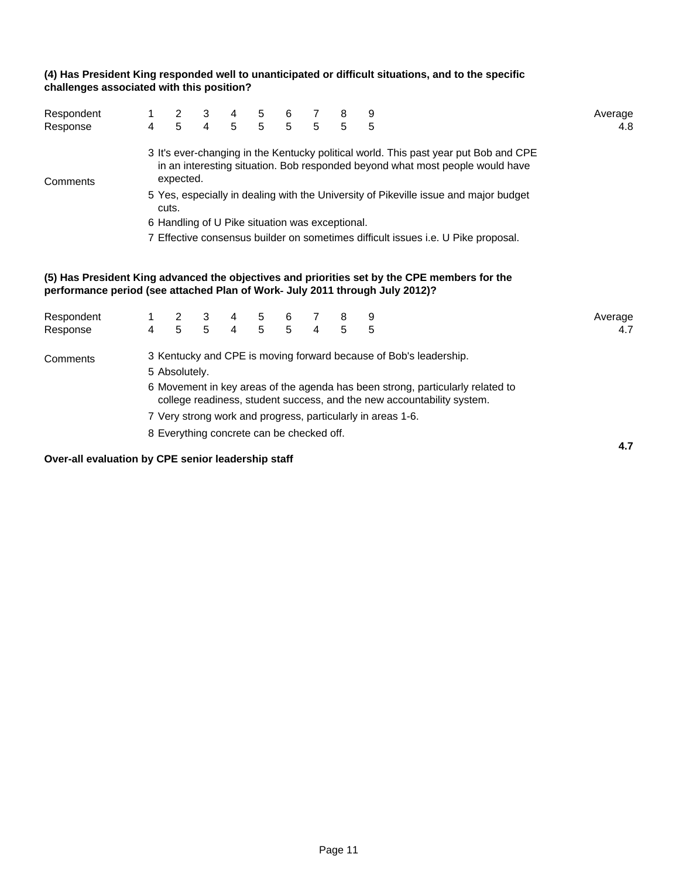**(4) Has President King responded well to unanticipated or difficult situations, and to the specific challenges associated with this position?**

| Respondent | 1 | 2 | 3 | 4 | 5 | 6 | 7 | 8 | 9 | Average |
|---|---|---|---|---|---|---|---|---|---|---|
| Response | 4 | 5 | 4 | 5 | 5 | 5 | 5 | 5 | 5 | 4.8 |

Comments

3 It's ever-changing in the Kentucky political world. This past year put Bob and CPE in an interesting situation. Bob responded beyond what most people would have expected.

5 Yes, especially in dealing with the University of Pikeville issue and major budget cuts.

6 Handling of U Pike situation was exceptional.

7 Effective consensus builder on sometimes difficult issues i.e. U Pike proposal.

**(5) Has President King advanced the objectives and priorities set by the CPE members for the performance period (see attached Plan of Work- July 2011 through July 2012)?**

| Respondent | 1 | 2 | 3 | 4 | 5 | 6 | 7 | 8 | 9 | Average |
|---|---|---|---|---|---|---|---|---|---|---|
| Response | 4 | 5 | 5 | 4 | 5 | 5 | 4 | 5 | 5 | 4.7 |

Comments

3 Kentucky and CPE is moving forward because of Bob's leadership.

5 Absolutely.

6 Movement in key areas of the agenda has been strong, particularly related to college readiness, student success, and the new accountability system.

7 Very strong work and progress, particularly in areas 1-6.

8 Everything concrete can be checked off.

**Over-all evaluation by CPE senior leadership staff** **4.7**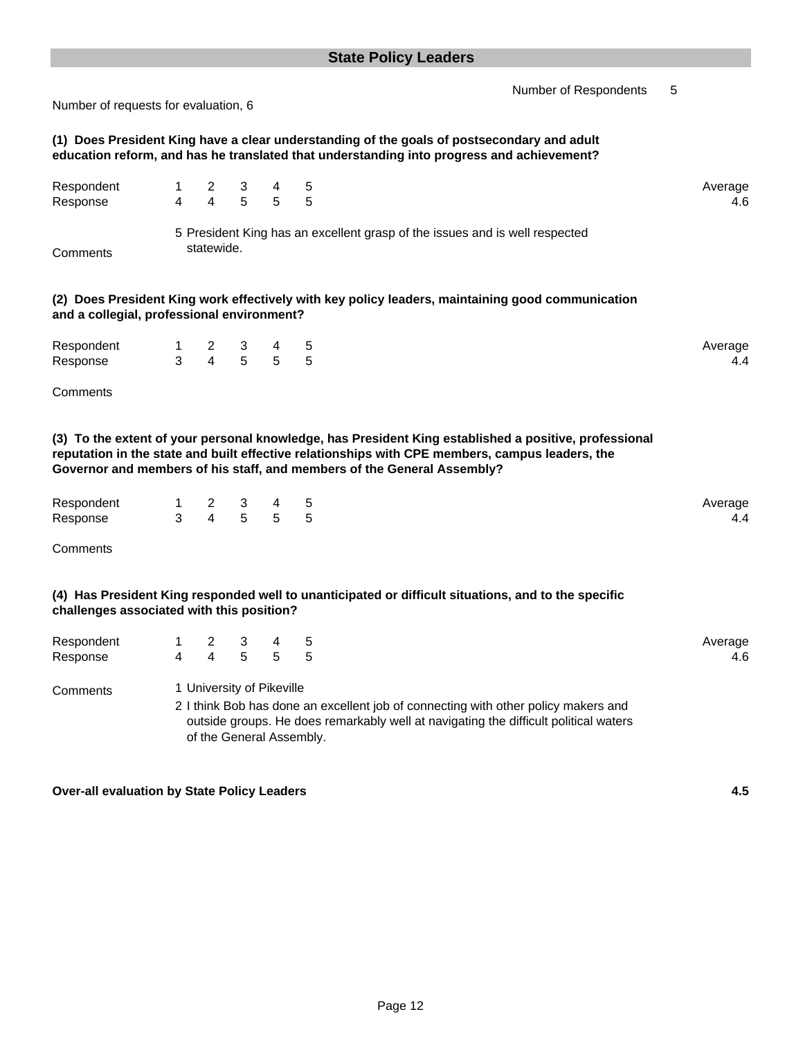## State Policy Leaders

Number of Respondents 5

Number of requests for evaluation, 6

**(1) Does President King have a clear understanding of the goals of postsecondary and adult education reform, and has he translated that understanding into progress and achievement?**

| Respondent | 1 | 2 | 3 | 4 | 5 | Average |
|---|---|---|---|---|---|---|
| Response | 4 | 4 | 5 | 5 | 5 | 4.6 |

Comments

5 President King has an excellent grasp of the issues and is well respected statewide.

**(2) Does President King work effectively with key policy leaders, maintaining good communication and a collegial, professional environment?**

| Respondent | 1 | 2 | 3 | 4 | 5 | Average |
|---|---|---|---|---|---|---|
| Response | 3 | 4 | 5 | 5 | 5 | 4.4 |

Comments

**(3) To the extent of your personal knowledge, has President King established a positive, professional reputation in the state and built effective relationships with CPE members, campus leaders, the Governor and members of his staff, and members of the General Assembly?**

| Respondent | 1 | 2 | 3 | 4 | 5 | Average |
|---|---|---|---|---|---|---|
| Response | 3 | 4 | 5 | 5 | 5 | 4.4 |

Comments

**(4) Has President King responded well to unanticipated or difficult situations, and to the specific challenges associated with this position?**

| Respondent | 1 | 2 | 3 | 4 | 5 | Average |
|---|---|---|---|---|---|---|
| Response | 4 | 4 | 5 | 5 | 5 | 4.6 |

Comments

1 University of Pikeville

2 I think Bob has done an excellent job of connecting with other policy makers and outside groups. He does remarkably well at navigating the difficult political waters of the General Assembly.

**Over-all evaluation by State Policy Leaders** **4.5**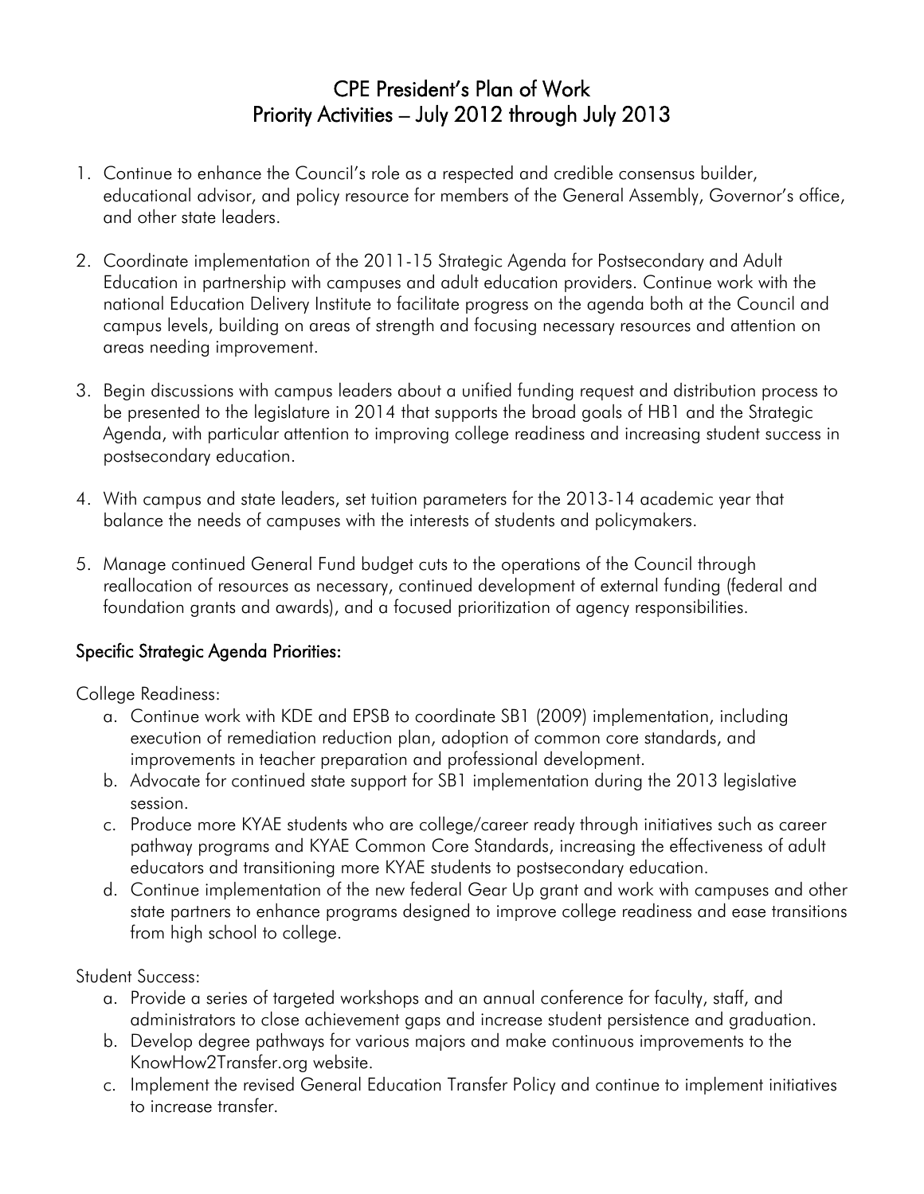# CPE President's Plan of Work
## Priority Activities – July 2012 through July 2013

1. Continue to enhance the Council's role as a respected and credible consensus builder, educational advisor, and policy resource for members of the General Assembly, Governor's office, and other state leaders.

2. Coordinate implementation of the 2011-15 Strategic Agenda for Postsecondary and Adult Education in partnership with campuses and adult education providers. Continue work with the national Education Delivery Institute to facilitate progress on the agenda both at the Council and campus levels, building on areas of strength and focusing necessary resources and attention on areas needing improvement.

3. Begin discussions with campus leaders about a unified funding request and distribution process to be presented to the legislature in 2014 that supports the broad goals of HB1 and the Strategic Agenda, with particular attention to improving college readiness and increasing student success in postsecondary education.

4. With campus and state leaders, set tuition parameters for the 2013-14 academic year that balance the needs of campuses with the interests of students and policymakers.

5. Manage continued General Fund budget cuts to the operations of the Council through reallocation of resources as necessary, continued development of external funding (federal and foundation grants and awards), and a focused prioritization of agency responsibilities.

### Specific Strategic Agenda Priorities:

College Readiness:

a. Continue work with KDE and EPSB to coordinate SB1 (2009) implementation, including execution of remediation reduction plan, adoption of common core standards, and improvements in teacher preparation and professional development.
b. Advocate for continued state support for SB1 implementation during the 2013 legislative session.
c. Produce more KYAE students who are college/career ready through initiatives such as career pathway programs and KYAE Common Core Standards, increasing the effectiveness of adult educators and transitioning more KYAE students to postsecondary education.
d. Continue implementation of the new federal Gear Up grant and work with campuses and other state partners to enhance programs designed to improve college readiness and ease transitions from high school to college.

Student Success:

a. Provide a series of targeted workshops and an annual conference for faculty, staff, and administrators to close achievement gaps and increase student persistence and graduation.
b. Develop degree pathways for various majors and make continuous improvements to the KnowHow2Transfer.org website.
c. Implement the revised General Education Transfer Policy and continue to implement initiatives to increase transfer.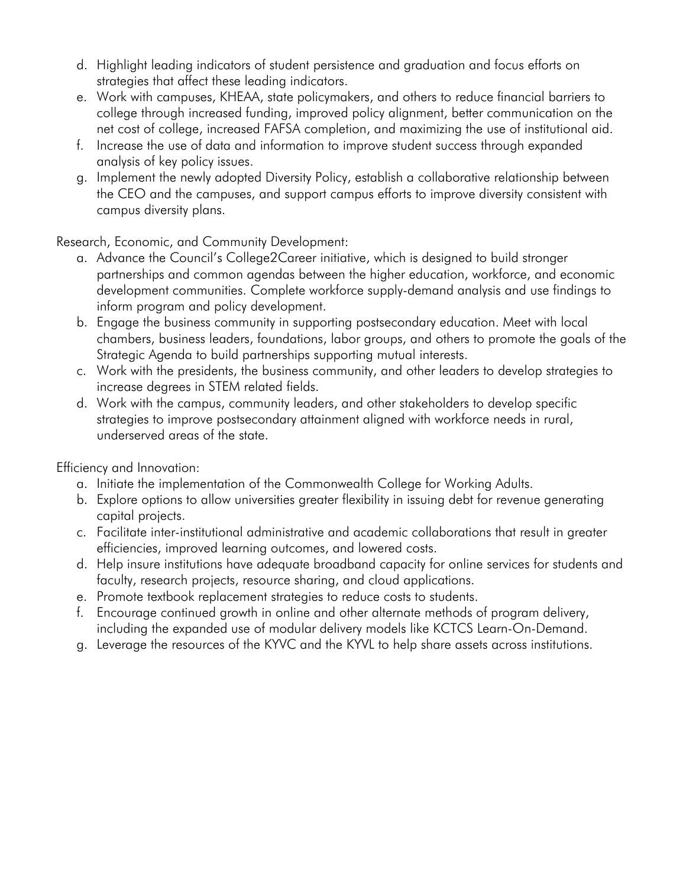d. Highlight leading indicators of student persistence and graduation and focus efforts on strategies that affect these leading indicators.
e. Work with campuses, KHEAA, state policymakers, and others to reduce financial barriers to college through increased funding, improved policy alignment, better communication on the net cost of college, increased FAFSA completion, and maximizing the use of institutional aid.
f. Increase the use of data and information to improve student success through expanded analysis of key policy issues.
g. Implement the newly adopted Diversity Policy, establish a collaborative relationship between the CEO and the campuses, and support campus efforts to improve diversity consistent with campus diversity plans.

Research, Economic, and Community Development:

a. Advance the Council's College2Career initiative, which is designed to build stronger partnerships and common agendas between the higher education, workforce, and economic development communities. Complete workforce supply-demand analysis and use findings to inform program and policy development.
b. Engage the business community in supporting postsecondary education. Meet with local chambers, business leaders, foundations, labor groups, and others to promote the goals of the Strategic Agenda to build partnerships supporting mutual interests.
c. Work with the presidents, the business community, and other leaders to develop strategies to increase degrees in STEM related fields.
d. Work with the campus, community leaders, and other stakeholders to develop specific strategies to improve postsecondary attainment aligned with workforce needs in rural, underserved areas of the state.

Efficiency and Innovation:

a. Initiate the implementation of the Commonwealth College for Working Adults.
b. Explore options to allow universities greater flexibility in issuing debt for revenue generating capital projects.
c. Facilitate inter-institutional administrative and academic collaborations that result in greater efficiencies, improved learning outcomes, and lowered costs.
d. Help insure institutions have adequate broadband capacity for online services for students and faculty, research projects, resource sharing, and cloud applications.
e. Promote textbook replacement strategies to reduce costs to students.
f. Encourage continued growth in online and other alternate methods of program delivery, including the expanded use of modular delivery models like KCTCS Learn-On-Demand.
g. Leverage the resources of the KYVC and the KYVL to help share assets across institutions.